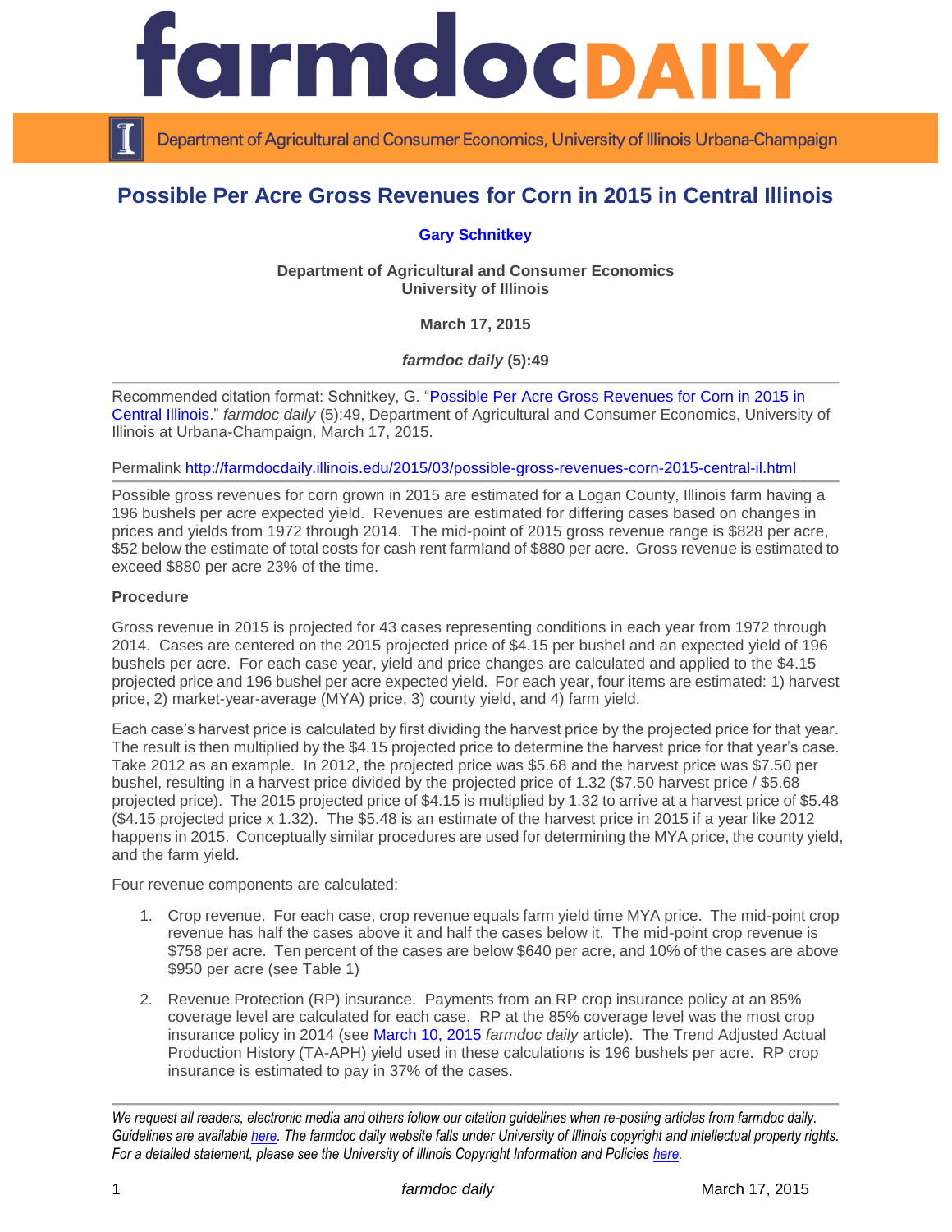# Possible Per Acre Gross Revenues for Corn in 2015 in Central Illinois

**Gary Schnitkey**

**Department of Agricultural and Consumer Economics**
**University of Illinois**

**March 17, 2015**

***farmdoc daily* (5):49**

Recommended citation format: Schnitkey, G. "Possible Per Acre Gross Revenues for Corn in 2015 in Central Illinois." *farmdoc daily* (5):49, Department of Agricultural and Consumer Economics, University of Illinois at Urbana-Champaign, March 17, 2015.

Permalink http://farmdocdaily.illinois.edu/2015/03/possible-gross-revenues-corn-2015-central-il.html

Possible gross revenues for corn grown in 2015 are estimated for a Logan County, Illinois farm having a 196 bushels per acre expected yield. Revenues are estimated for differing cases based on changes in prices and yields from 1972 through 2014. The mid-point of 2015 gross revenue range is $828 per acre, $52 below the estimate of total costs for cash rent farmland of $880 per acre. Gross revenue is estimated to exceed $880 per acre 23% of the time.

**Procedure**

Gross revenue in 2015 is projected for 43 cases representing conditions in each year from 1972 through 2014. Cases are centered on the 2015 projected price of $4.15 per bushel and an expected yield of 196 bushels per acre. For each case year, yield and price changes are calculated and applied to the $4.15 projected price and 196 bushel per acre expected yield. For each year, four items are estimated: 1) harvest price, 2) market-year-average (MYA) price, 3) county yield, and 4) farm yield.

Each case's harvest price is calculated by first dividing the harvest price by the projected price for that year. The result is then multiplied by the $4.15 projected price to determine the harvest price for that year's case. Take 2012 as an example. In 2012, the projected price was $5.68 and the harvest price was $7.50 per bushel, resulting in a harvest price divided by the projected price of 1.32 ($7.50 harvest price / $5.68 projected price). The 2015 projected price of $4.15 is multiplied by 1.32 to arrive at a harvest price of $5.48 ($4.15 projected price x 1.32). The $5.48 is an estimate of the harvest price in 2015 if a year like 2012 happens in 2015. Conceptually similar procedures are used for determining the MYA price, the county yield, and the farm yield.

Four revenue components are calculated:

1. Crop revenue. For each case, crop revenue equals farm yield time MYA price. The mid-point crop revenue has half the cases above it and half the cases below it. The mid-point crop revenue is $758 per acre. Ten percent of the cases are below $640 per acre, and 10% of the cases are above $950 per acre (see Table 1)

2. Revenue Protection (RP) insurance. Payments from an RP crop insurance policy at an 85% coverage level are calculated for each case. RP at the 85% coverage level was the most crop insurance policy in 2014 (see March 10, 2015 *farmdoc daily* article). The Trend Adjusted Actual Production History (TA-APH) yield used in these calculations is 196 bushels per acre. RP crop insurance is estimated to pay in 37% of the cases.

*We request all readers, electronic media and others follow our citation guidelines when re-posting articles from farmdoc daily. Guidelines are available here. The farmdoc daily website falls under University of Illinois copyright and intellectual property rights. For a detailed statement, please see the University of Illinois Copyright Information and Policies here.*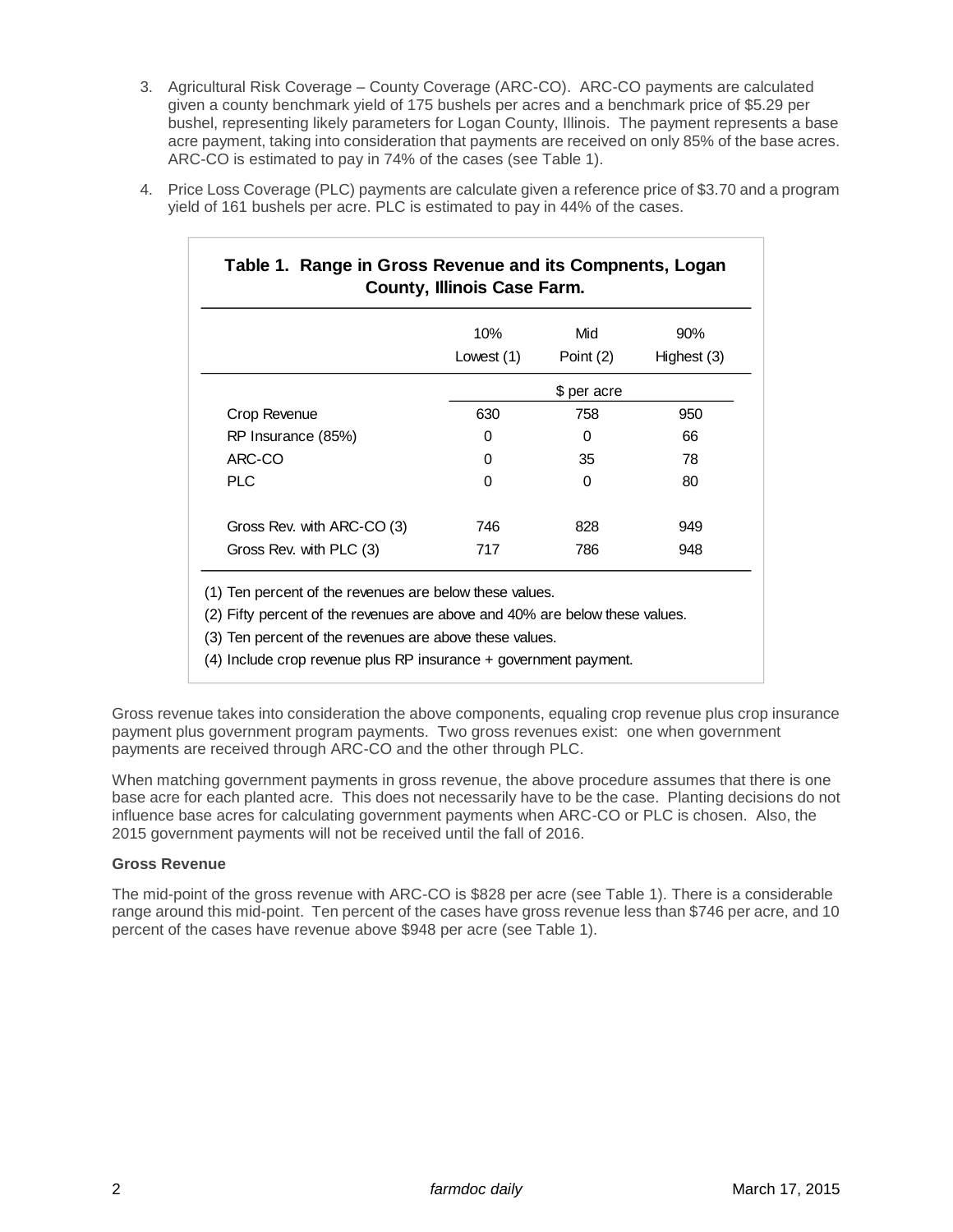3. Agricultural Risk Coverage – County Coverage (ARC-CO). ARC-CO payments are calculated given a county benchmark yield of 175 bushels per acres and a benchmark price of $5.29 per bushel, representing likely parameters for Logan County, Illinois. The payment represents a base acre payment, taking into consideration that payments are received on only 85% of the base acres. ARC-CO is estimated to pay in 74% of the cases (see Table 1).

4. Price Loss Coverage (PLC) payments are calculate given a reference price of $3.70 and a program yield of 161 bushels per acre. PLC is estimated to pay in 44% of the cases.

**Table 1. Range in Gross Revenue and its Compnents, Logan County, Illinois Case Farm.**

| | 10% Lowest (1) | Mid Point (2) | 90% Highest (3) |
|---|---|---|---|
| | | $ per acre | |
| Crop Revenue | 630 | 758 | 950 |
| RP Insurance (85%) | 0 | 0 | 66 |
| ARC-CO | 0 | 35 | 78 |
| PLC | 0 | 0 | 80 |
| Gross Rev. with ARC-CO (3) | 746 | 828 | 949 |
| Gross Rev. with PLC (3) | 717 | 786 | 948 |

(1) Ten percent of the revenues are below these values.

(2) Fifty percent of the revenues are above and 40% are below these values.

(3) Ten percent of the revenues are above these values.

(4) Include crop revenue plus RP insurance + government payment.

Gross revenue takes into consideration the above components, equaling crop revenue plus crop insurance payment plus government program payments. Two gross revenues exist: one when government payments are received through ARC-CO and the other through PLC.

When matching government payments in gross revenue, the above procedure assumes that there is one base acre for each planted acre. This does not necessarily have to be the case. Planting decisions do not influence base acres for calculating government payments when ARC-CO or PLC is chosen. Also, the 2015 government payments will not be received until the fall of 2016.

**Gross Revenue**

The mid-point of the gross revenue with ARC-CO is $828 per acre (see Table 1). There is a considerable range around this mid-point. Ten percent of the cases have gross revenue less than $746 per acre, and 10 percent of the cases have revenue above $948 per acre (see Table 1).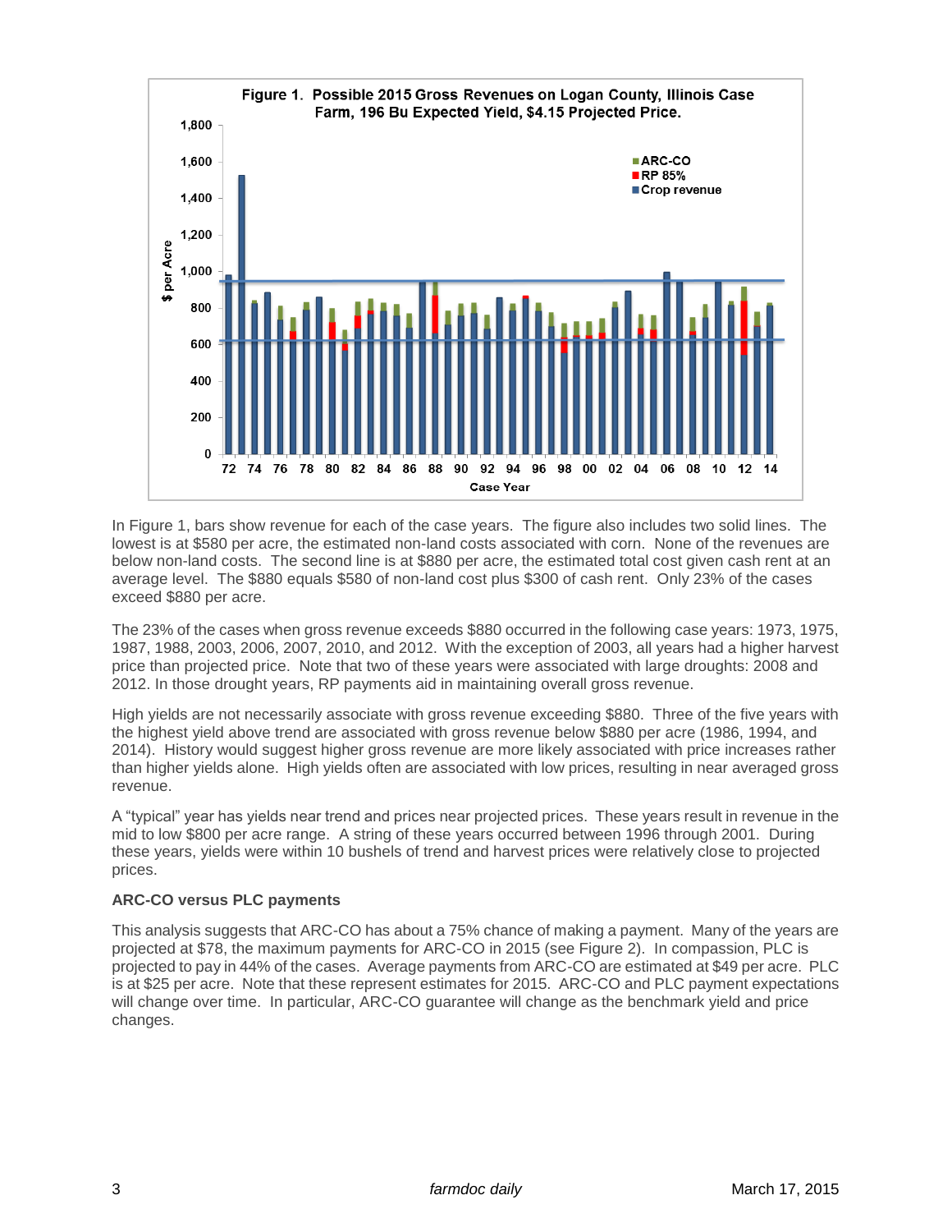Figure 1. Possible 2015 Gross Revenues on Logan County, Illinois Case Farm, 196 Bu Expected Yield, $4.15 Projected Price.

In Figure 1, bars show revenue for each of the case years. The figure also includes two solid lines. The lowest is at $580 per acre, the estimated non-land costs associated with corn. None of the revenues are below non-land costs. The second line is at $880 per acre, the estimated total cost given cash rent at an average level. The $880 equals $580 of non-land cost plus $300 of cash rent. Only 23% of the cases exceed $880 per acre.

The 23% of the cases when gross revenue exceeds $880 occurred in the following case years: 1973, 1975, 1987, 1988, 2003, 2006, 2007, 2010, and 2012. With the exception of 2003, all years had a higher harvest price than projected price. Note that two of these years were associated with large droughts: 2008 and 2012. In those drought years, RP payments aid in maintaining overall gross revenue.

High yields are not necessarily associate with gross revenue exceeding $880. Three of the five years with the highest yield above trend are associated with gross revenue below $880 per acre (1986, 1994, and 2014). History would suggest higher gross revenue are more likely associated with price increases rather than higher yields alone. High yields often are associated with low prices, resulting in near averaged gross revenue.

A "typical" year has yields near trend and prices near projected prices. These years result in revenue in the mid to low $800 per acre range. A string of these years occurred between 1996 through 2001. During these years, yields were within 10 bushels of trend and harvest prices were relatively close to projected prices.

**ARC-CO versus PLC payments**

This analysis suggests that ARC-CO has about a 75% chance of making a payment. Many of the years are projected at $78, the maximum payments for ARC-CO in 2015 (see Figure 2). In compassion, PLC is projected to pay in 44% of the cases. Average payments from ARC-CO are estimated at $49 per acre. PLC is at $25 per acre. Note that these represent estimates for 2015. ARC-CO and PLC payment expectations will change over time. In particular, ARC-CO guarantee will change as the benchmark yield and price changes.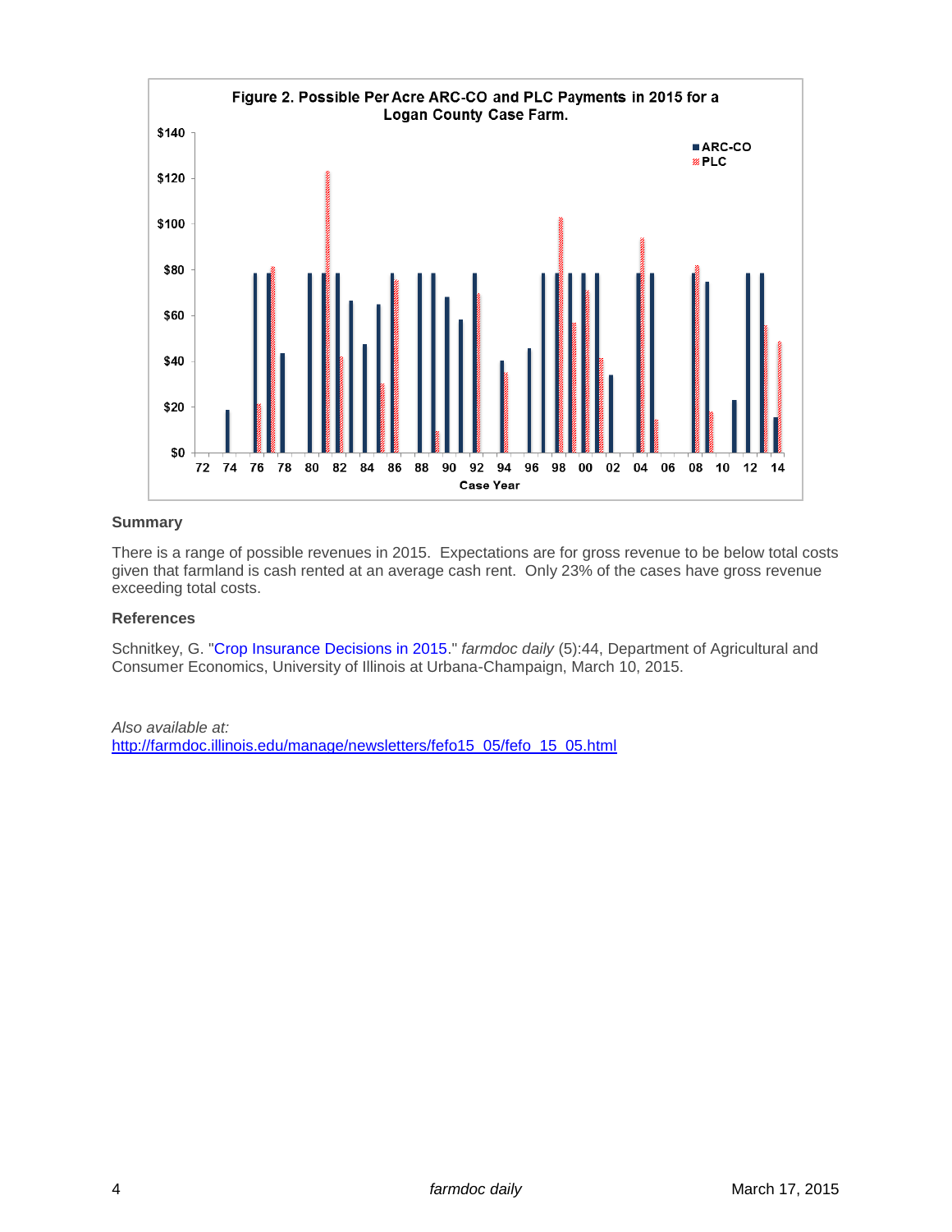Figure 2. Possible Per Acre ARC-CO and PLC Payments in 2015 for a Logan County Case Farm.

$140
$120
$100
$80
$60
$40
$20
$0

ARC-CO
PLC

72 74 76 78 80 82 84 86 88 90 92 94 96 98 00 02 04 06 08 10 12 14

Case Year

### Summary

There is a range of possible revenues in 2015. Expectations are for gross revenue to be below total costs given that farmland is cash rented at an average cash rent. Only 23% of the cases have gross revenue exceeding total costs.

### References

Schnitkey, G. "Crop Insurance Decisions in 2015." *farmdoc daily* (5):44, Department of Agricultural and Consumer Economics, University of Illinois at Urbana-Champaign, March 10, 2015.

*Also available at:*
http://farmdoc.illinois.edu/manage/newsletters/fefo15_05/fefo_15_05.html